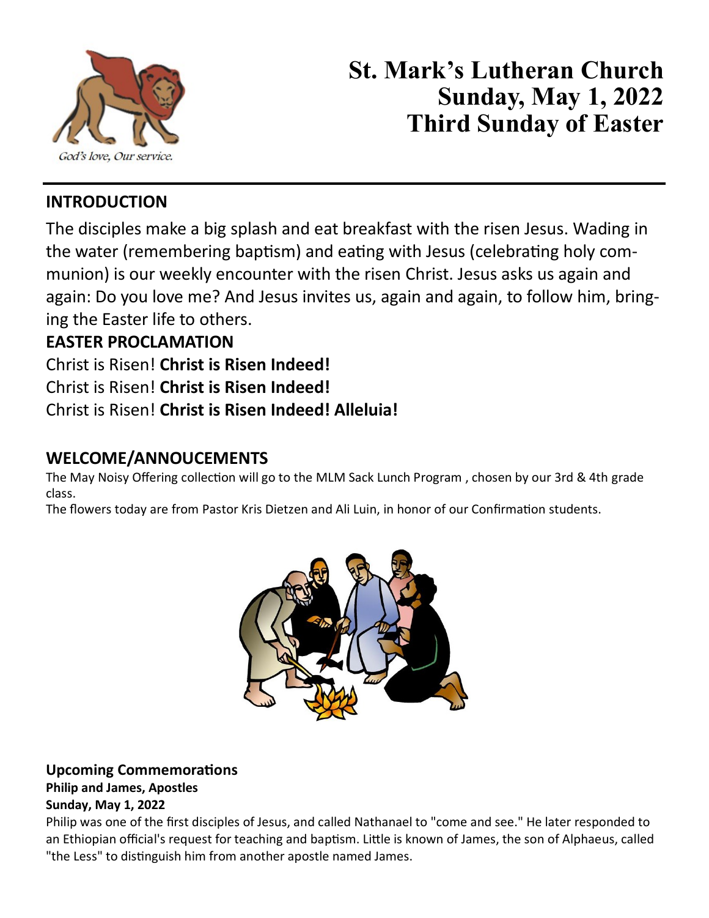God's love, Our service.

# St. Mark's Lutheran Church
# Sunday, May 1, 2022
# Third Sunday of Easter

## INTRODUCTION

The disciples make a big splash and eat breakfast with the risen Jesus. Wading in the water (remembering baptism) and eating with Jesus (celebrating holy communion) is our weekly encounter with the risen Christ. Jesus asks us again and again: Do you love me? And Jesus invites us, again and again, to follow him, bringing the Easter life to others.

## EASTER PROCLAMATION

Christ is Risen! **Christ is Risen Indeed!**
Christ is Risen! **Christ is Risen Indeed!**
Christ is Risen! **Christ is Risen Indeed! Alleluia!**

## WELCOME/ANNOUCEMENTS

The May Noisy Offering collection will go to the MLM Sack Lunch Program , chosen by our 3rd & 4th grade class.
The flowers today are from Pastor Kris Dietzen and Ali Luin, in honor of our Confirmation students.

### Upcoming Commemorations

**Philip and James, Apostles**
**Sunday, May 1, 2022**

Philip was one of the first disciples of Jesus, and called Nathanael to "come and see." He later responded to an Ethiopian official's request for teaching and baptism. Little is known of James, the son of Alphaeus, called "the Less" to distinguish him from another apostle named James.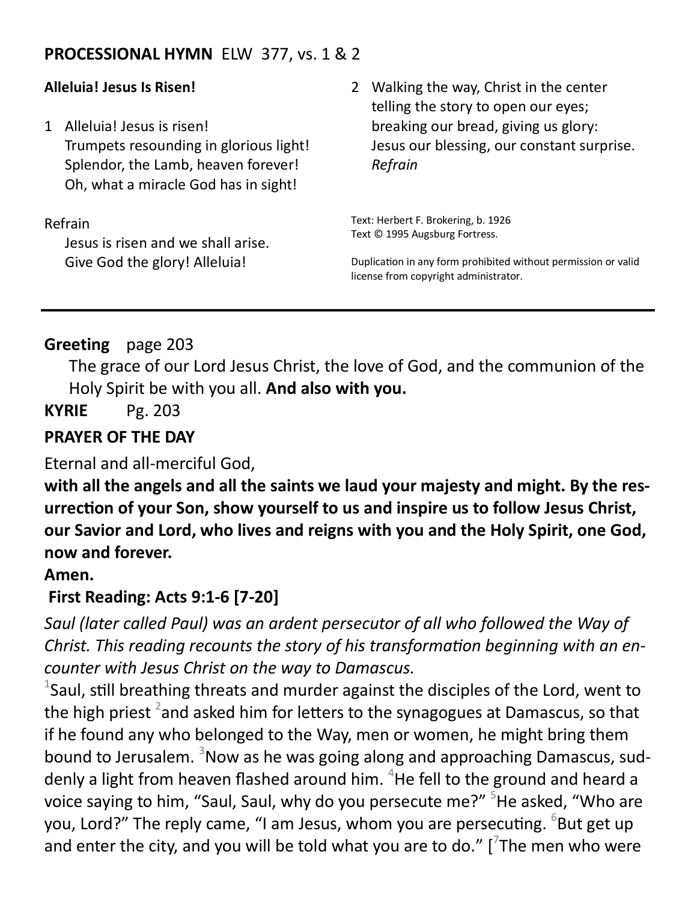**PROCESSIONAL HYMN** ELW 377, vs. 1 & 2

**Alleluia! Jesus Is Risen!**

1 Alleluia! Jesus is risen!
Trumpets resounding in glorious light!
Splendor, the Lamb, heaven forever!
Oh, what a miracle God has in sight!

Refrain
Jesus is risen and we shall arise.
Give God the glory! Alleluia!

2 Walking the way, Christ in the center
telling the story to open our eyes;
breaking our bread, giving us glory:
Jesus our blessing, our constant surprise.
*Refrain*

Text: Herbert F. Brokering, b. 1926
Text © 1995 Augsburg Fortress.

Duplication in any form prohibited without permission or valid license from copyright administrator.

---

**Greeting** page 203

The grace of our Lord Jesus Christ, the love of God, and the communion of the Holy Spirit be with you all. **And also with you.**

**KYRIE** Pg. 203

**PRAYER OF THE DAY**

Eternal and all-merciful God,

**with all the angels and all the saints we laud your majesty and might. By the resurrection of your Son, show yourself to us and inspire us to follow Jesus Christ, our Savior and Lord, who lives and reigns with you and the Holy Spirit, one God, now and forever.**

**Amen.**

**First Reading: Acts 9:1-6 [7-20]**

*Saul (later called Paul) was an ardent persecutor of all who followed the Way of Christ. This reading recounts the story of his transformation beginning with an encounter with Jesus Christ on the way to Damascus.*

[1]Saul, still breathing threats and murder against the disciples of the Lord, went to the high priest [2]and asked him for letters to the synagogues at Damascus, so that if he found any who belonged to the Way, men or women, he might bring them bound to Jerusalem. [3]Now as he was going along and approaching Damascus, suddenly a light from heaven flashed around him. [4]He fell to the ground and heard a voice saying to him, "Saul, Saul, why do you persecute me?" [5]He asked, "Who are you, Lord?" The reply came, "I am Jesus, whom you are persecuting. [6]But get up and enter the city, and you will be told what you are to do." [[7]The men who were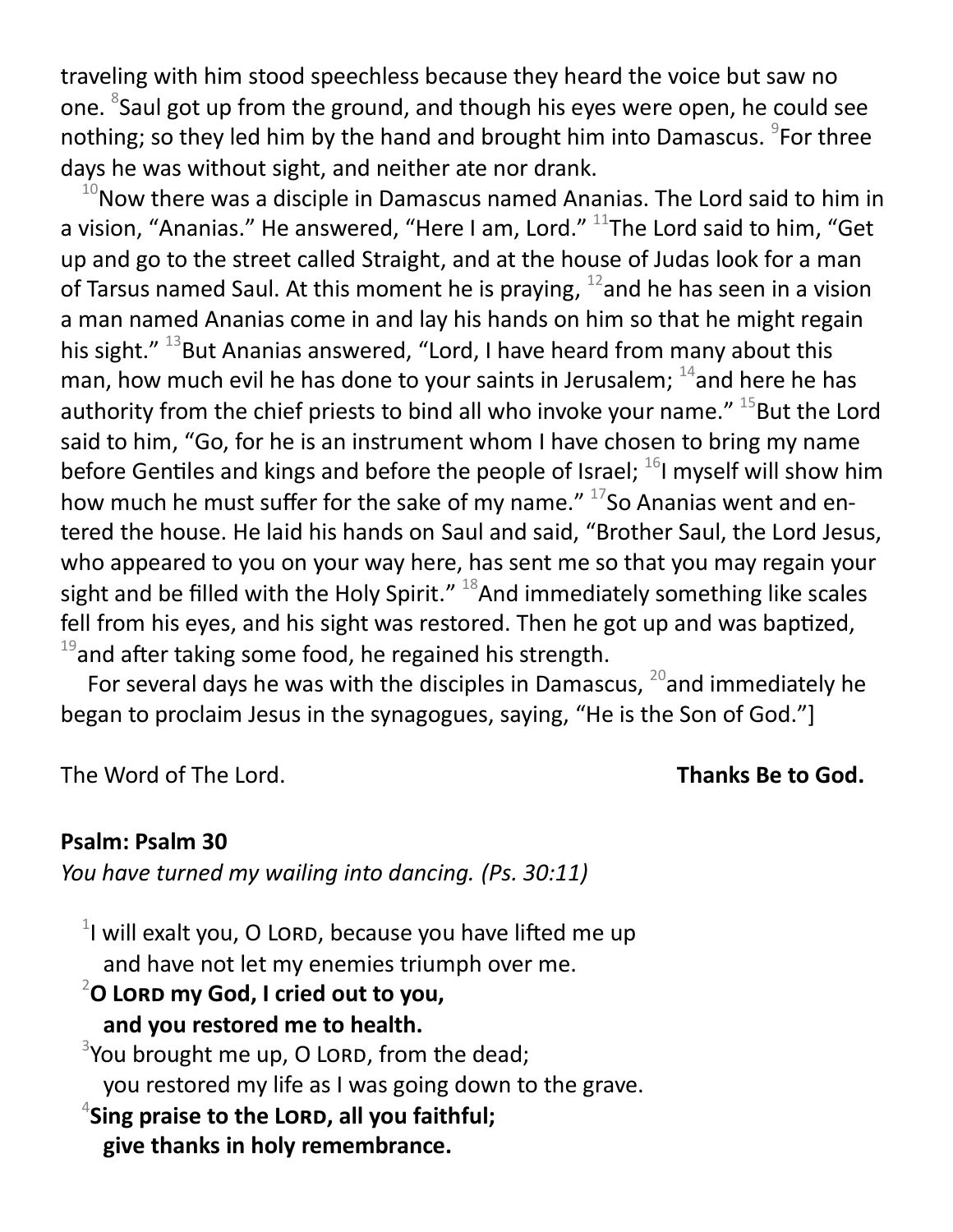traveling with him stood speechless because they heard the voice but saw no one. [8]Saul got up from the ground, and though his eyes were open, he could see nothing; so they led him by the hand and brought him into Damascus. [9]For three days he was without sight, and neither ate nor drank.

[10]Now there was a disciple in Damascus named Ananias. The Lord said to him in a vision, "Ananias." He answered, "Here I am, Lord." [11]The Lord said to him, "Get up and go to the street called Straight, and at the house of Judas look for a man of Tarsus named Saul. At this moment he is praying, [12]and he has seen in a vision a man named Ananias come in and lay his hands on him so that he might regain his sight." [13]But Ananias answered, "Lord, I have heard from many about this man, how much evil he has done to your saints in Jerusalem; [14]and here he has authority from the chief priests to bind all who invoke your name." [15]But the Lord said to him, "Go, for he is an instrument whom I have chosen to bring my name before Gentiles and kings and before the people of Israel; [16]I myself will show him how much he must suffer for the sake of my name." [17]So Ananias went and entered the house. He laid his hands on Saul and said, "Brother Saul, the Lord Jesus, who appeared to you on your way here, has sent me so that you may regain your sight and be filled with the Holy Spirit." [18]And immediately something like scales fell from his eyes, and his sight was restored. Then he got up and was baptized, [19]and after taking some food, he regained his strength.

For several days he was with the disciples in Damascus, [20]and immediately he began to proclaim Jesus in the synagogues, saying, "He is the Son of God."]

The Word of The Lord. **Thanks Be to God.**

**Psalm: Psalm 30**

*You have turned my wailing into dancing. (Ps. 30:11)*

[1]I will exalt you, O Lord, because you have lifted me up
and have not let my enemies triumph over me.

**[2]O Lord my God, I cried out to you,**
**and you restored me to health.**

[3]You brought me up, O Lord, from the dead;
you restored my life as I was going down to the grave.

**[4]Sing praise to the Lord, all you faithful;**
**give thanks in holy remembrance.**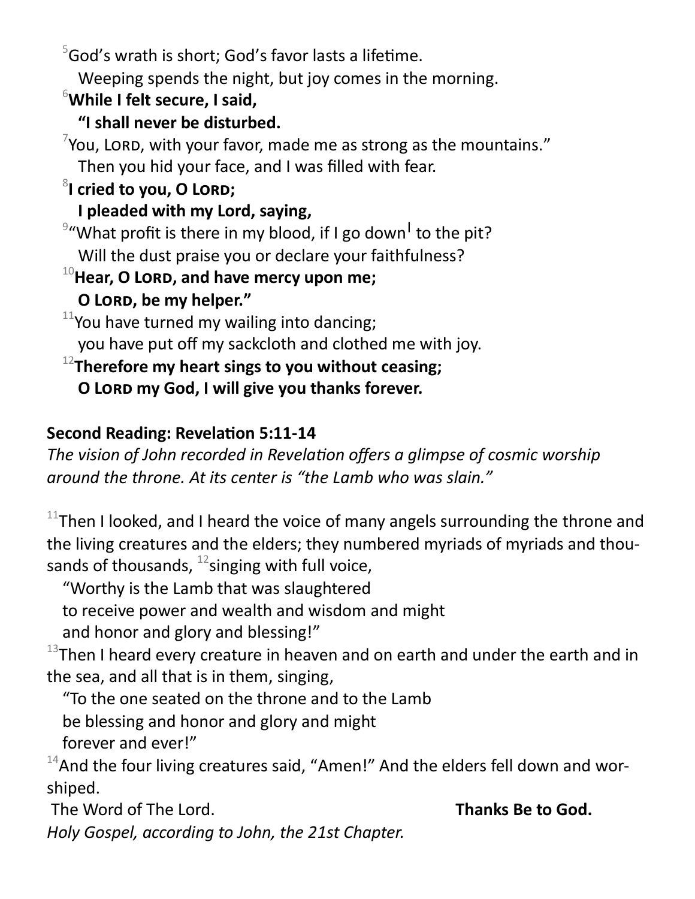[5]God's wrath is short; God's favor lasts a lifetime.
Weeping spends the night, but joy comes in the morning.

[6]**While I felt secure, I said,**
**"I shall never be disturbed.**

[7]You, LORD, with your favor, made me as strong as the mountains."
Then you hid your face, and I was filled with fear.

[8]**I cried to you, O LORD;**
**I pleaded with my Lord, saying,**

[9]"What profit is there in my blood, if I go down[l] to the pit?
Will the dust praise you or declare your faithfulness?

[10]**Hear, O LORD, and have mercy upon me;**
**O LORD, be my helper."**

[11]You have turned my wailing into dancing;
you have put off my sackcloth and clothed me with joy.

[12]**Therefore my heart sings to you without ceasing;**
**O LORD my God, I will give you thanks forever.**

**Second Reading: Revelation 5:11-14**

*The vision of John recorded in Revelation offers a glimpse of cosmic worship around the throne. At its center is "the Lamb who was slain."*

[11]Then I looked, and I heard the voice of many angels surrounding the throne and the living creatures and the elders; they numbered myriads of myriads and thousands of thousands, [12]singing with full voice,

"Worthy is the Lamb that was slaughtered
to receive power and wealth and wisdom and might
and honor and glory and blessing!"

[13]Then I heard every creature in heaven and on earth and under the earth and in the sea, and all that is in them, singing,

"To the one seated on the throne and to the Lamb
be blessing and honor and glory and might
forever and ever!"

[14]And the four living creatures said, "Amen!" And the elders fell down and worshiped.

The Word of The Lord. **Thanks Be to God.**

*Holy Gospel, according to John, the 21st Chapter.*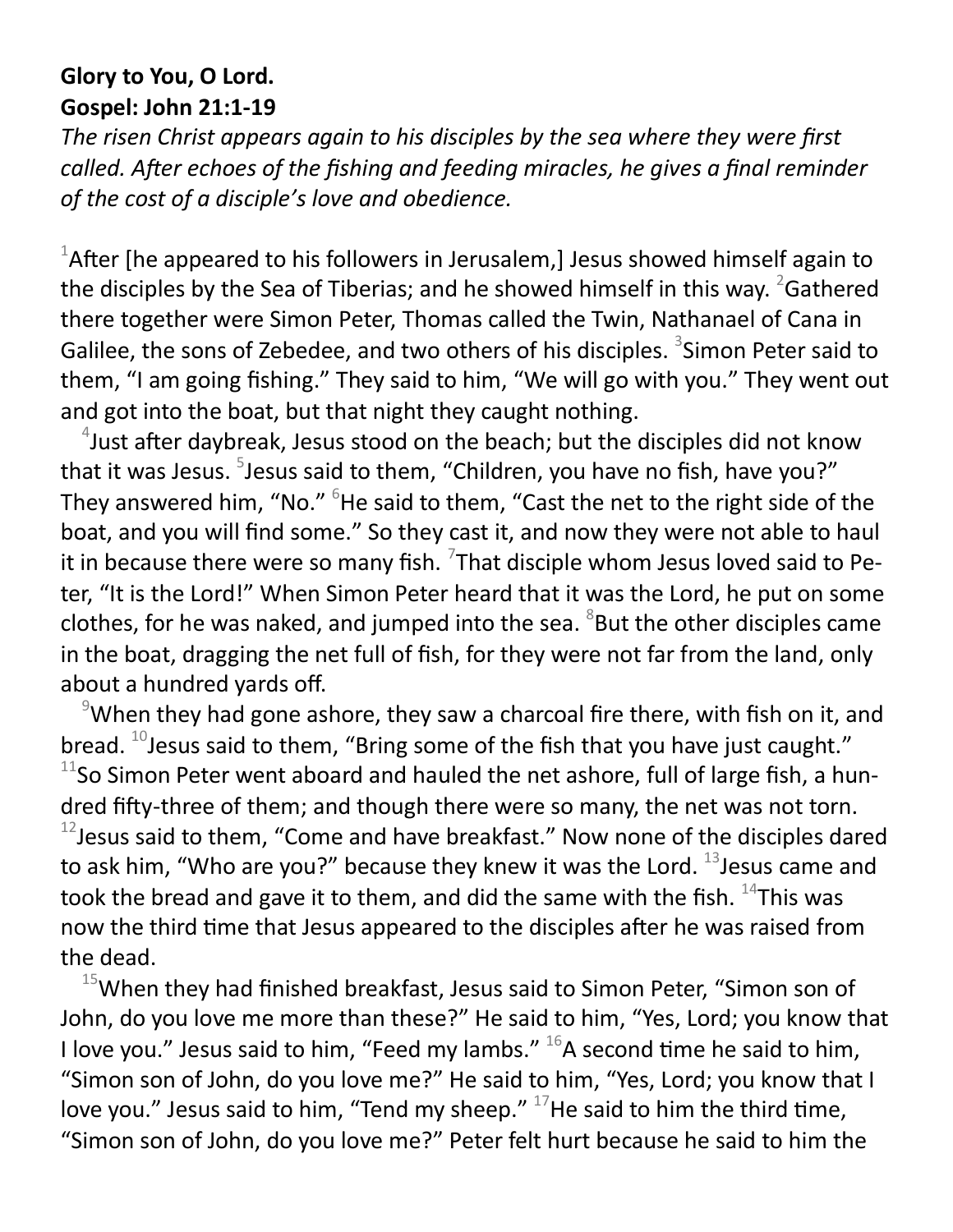**Glory to You, O Lord.**
**Gospel: John 21:1-19**

*The risen Christ appears again to his disciples by the sea where they were first called. After echoes of the fishing and feeding miracles, he gives a final reminder of the cost of a disciple's love and obedience.*

[1]After [he appeared to his followers in Jerusalem,] Jesus showed himself again to the disciples by the Sea of Tiberias; and he showed himself in this way. [2]Gathered there together were Simon Peter, Thomas called the Twin, Nathanael of Cana in Galilee, the sons of Zebedee, and two others of his disciples. [3]Simon Peter said to them, "I am going fishing." They said to him, "We will go with you." They went out and got into the boat, but that night they caught nothing.

[4]Just after daybreak, Jesus stood on the beach; but the disciples did not know that it was Jesus. [5]Jesus said to them, "Children, you have no fish, have you?" They answered him, "No." [6]He said to them, "Cast the net to the right side of the boat, and you will find some." So they cast it, and now they were not able to haul it in because there were so many fish. [7]That disciple whom Jesus loved said to Peter, "It is the Lord!" When Simon Peter heard that it was the Lord, he put on some clothes, for he was naked, and jumped into the sea. [8]But the other disciples came in the boat, dragging the net full of fish, for they were not far from the land, only about a hundred yards off.

[9]When they had gone ashore, they saw a charcoal fire there, with fish on it, and bread. [10]Jesus said to them, "Bring some of the fish that you have just caught." [11]So Simon Peter went aboard and hauled the net ashore, full of large fish, a hundred fifty-three of them; and though there were so many, the net was not torn. [12]Jesus said to them, "Come and have breakfast." Now none of the disciples dared to ask him, "Who are you?" because they knew it was the Lord. [13]Jesus came and took the bread and gave it to them, and did the same with the fish. [14]This was now the third time that Jesus appeared to the disciples after he was raised from the dead.

[15]When they had finished breakfast, Jesus said to Simon Peter, "Simon son of John, do you love me more than these?" He said to him, "Yes, Lord; you know that I love you." Jesus said to him, "Feed my lambs." [16]A second time he said to him, "Simon son of John, do you love me?" He said to him, "Yes, Lord; you know that I love you." Jesus said to him, "Tend my sheep." [17]He said to him the third time, "Simon son of John, do you love me?" Peter felt hurt because he said to him the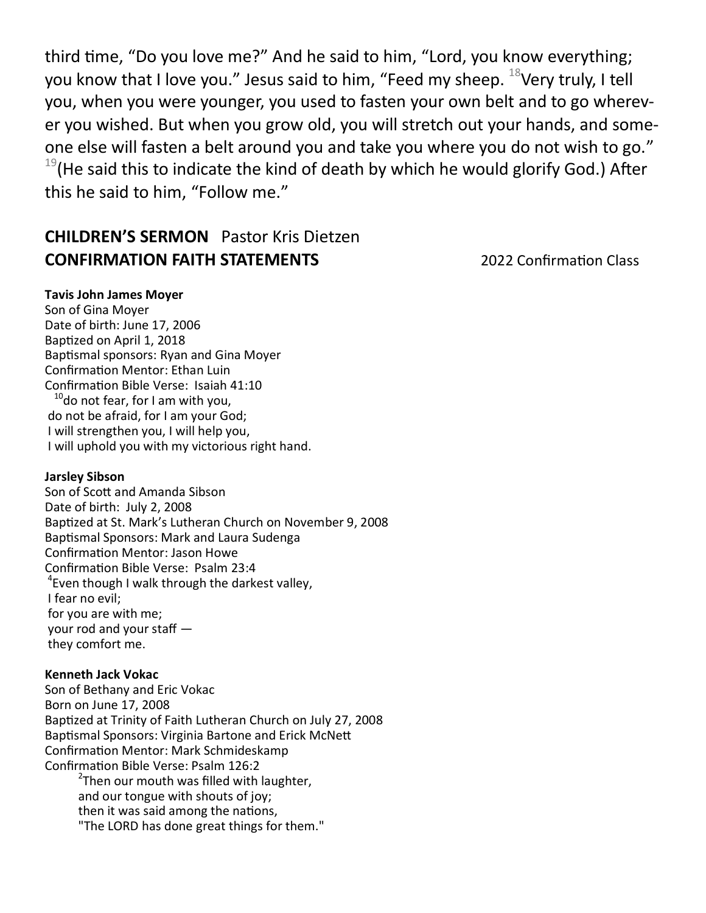third time, "Do you love me?" And he said to him, "Lord, you know everything; you know that I love you." Jesus said to him, "Feed my sheep. [18]Very truly, I tell you, when you were younger, you used to fasten your own belt and to go wherever you wished. But when you grow old, you will stretch out your hands, and someone else will fasten a belt around you and take you where you do not wish to go." [19](He said this to indicate the kind of death by which he would glorify God.) After this he said to him, "Follow me."

**CHILDREN'S SERMON** Pastor Kris Dietzen

**CONFIRMATION FAITH STATEMENTS** 2022 Confirmation Class

**Tavis John James Moyer**
Son of Gina Moyer
Date of birth: June 17, 2006
Baptized on April 1, 2018
Baptismal sponsors: Ryan and Gina Moyer
Confirmation Mentor: Ethan Luin
Confirmation Bible Verse: Isaiah 41:10
[10]do not fear, for I am with you,
do not be afraid, for I am your God;
I will strengthen you, I will help you,
I will uphold you with my victorious right hand.

**Jarsley Sibson**
Son of Scott and Amanda Sibson
Date of birth: July 2, 2008
Baptized at St. Mark's Lutheran Church on November 9, 2008
Baptismal Sponsors: Mark and Laura Sudenga
Confirmation Mentor: Jason Howe
Confirmation Bible Verse: Psalm 23:4
[4]Even though I walk through the darkest valley,
I fear no evil;
for you are with me;
your rod and your staff —
they comfort me.

**Kenneth Jack Vokac**
Son of Bethany and Eric Vokac
Born on June 17, 2008
Baptized at Trinity of Faith Lutheran Church on July 27, 2008
Baptismal Sponsors: Virginia Bartone and Erick McNett
Confirmation Mentor: Mark Schmideskamp
Confirmation Bible Verse: Psalm 126:2
[2]Then our mouth was filled with laughter,
and our tongue with shouts of joy;
then it was said among the nations,
"The LORD has done great things for them."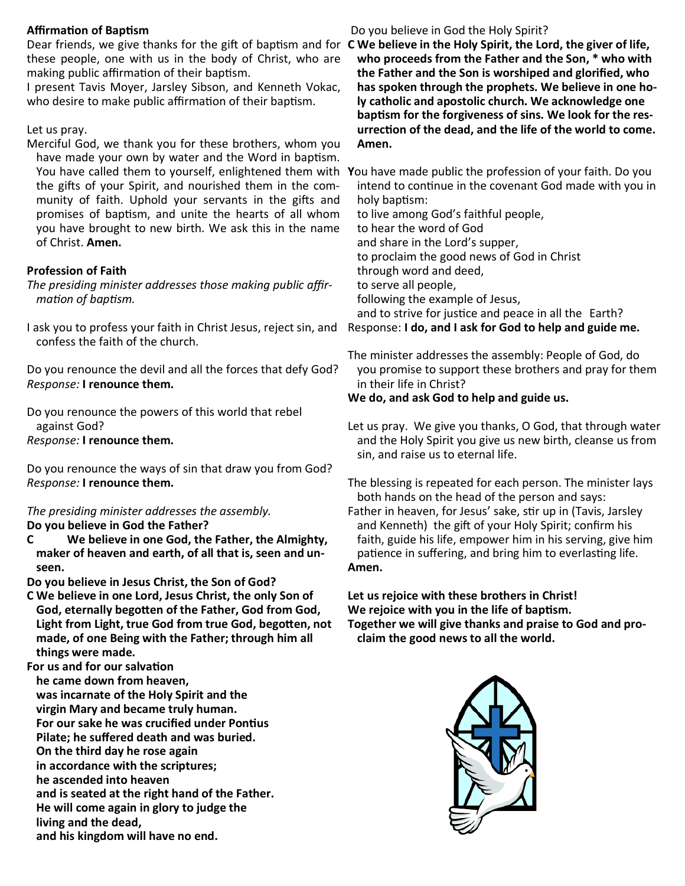**Affirmation of Baptism**

Dear friends, we give thanks for the gift of baptism and for these people, one with us in the body of Christ, who are making public affirmation of their baptism.

I present Tavis Moyer, Jarsley Sibson, and Kenneth Vokac, who desire to make public affirmation of their baptism.

Let us pray.

Merciful God, we thank you for these brothers, whom you have made your own by water and the Word in baptism. You have called them to yourself, enlightened them with the gifts of your Spirit, and nourished them in the community of faith. Uphold your servants in the gifts and promises of baptism, and unite the hearts of all whom you have brought to new birth. We ask this in the name of Christ. **Amen.**

**Profession of Faith**

*The presiding minister addresses those making public affirmation of baptism.*

I ask you to profess your faith in Christ Jesus, reject sin, and confess the faith of the church.

Do you renounce the devil and all the forces that defy God?
*Response:* **I renounce them.**

Do you renounce the powers of this world that rebel against God?
*Response:* **I renounce them.**

Do you renounce the ways of sin that draw you from God?
*Response:* **I renounce them.**

*The presiding minister addresses the assembly.*

**Do you believe in God the Father?**

**C We believe in one God, the Father, the Almighty, maker of heaven and earth, of all that is, seen and unseen.**

**Do you believe in Jesus Christ, the Son of God?**

**C We believe in one Lord, Jesus Christ, the only Son of God, eternally begotten of the Father, God from God, Light from Light, true God from true God, begotten, not made, of one Being with the Father; through him all things were made.**

**For us and for our salvation**
**he came down from heaven,**
**was incarnate of the Holy Spirit and the virgin Mary and became truly human.**
**For our sake he was crucified under Pontius Pilate; he suffered death and was buried.**
**On the third day he rose again**
**in accordance with the scriptures;**
**he ascended into heaven**
**and is seated at the right hand of the Father.**
**He will come again in glory to judge the living and the dead,**
**and his kingdom will have no end.**

Do you believe in God the Holy Spirit?

**C We believe in the Holy Spirit, the Lord, the giver of life, who proceeds from the Father and the Son, * who with the Father and the Son is worshiped and glorified, who has spoken through the prophets. We believe in one holy catholic and apostolic church. We acknowledge one baptism for the forgiveness of sins. We look for the resurrection of the dead, and the life of the world to come. Amen.**

You have made public the profession of your faith. Do you intend to continue in the covenant God made with you in holy baptism:
to live among God's faithful people,
to hear the word of God
and share in the Lord's supper,
to proclaim the good news of God in Christ
through word and deed,
to serve all people,
following the example of Jesus,
and to strive for justice and peace in all the Earth?

Response: **I do, and I ask for God to help and guide me.**

The minister addresses the assembly: People of God, do you promise to support these brothers and pray for them in their life in Christ?

**We do, and ask God to help and guide us.**

Let us pray. We give you thanks, O God, that through water and the Holy Spirit you give us new birth, cleanse us from sin, and raise us to eternal life.

The blessing is repeated for each person. The minister lays both hands on the head of the person and says:

Father in heaven, for Jesus' sake, stir up in (Tavis, Jarsley and Kenneth) the gift of your Holy Spirit; confirm his faith, guide his life, empower him in his serving, give him patience in suffering, and bring him to everlasting life.
**Amen.**

**Let us rejoice with these brothers in Christ!**
**We rejoice with you in the life of baptism.**
**Together we will give thanks and praise to God and proclaim the good news to all the world.**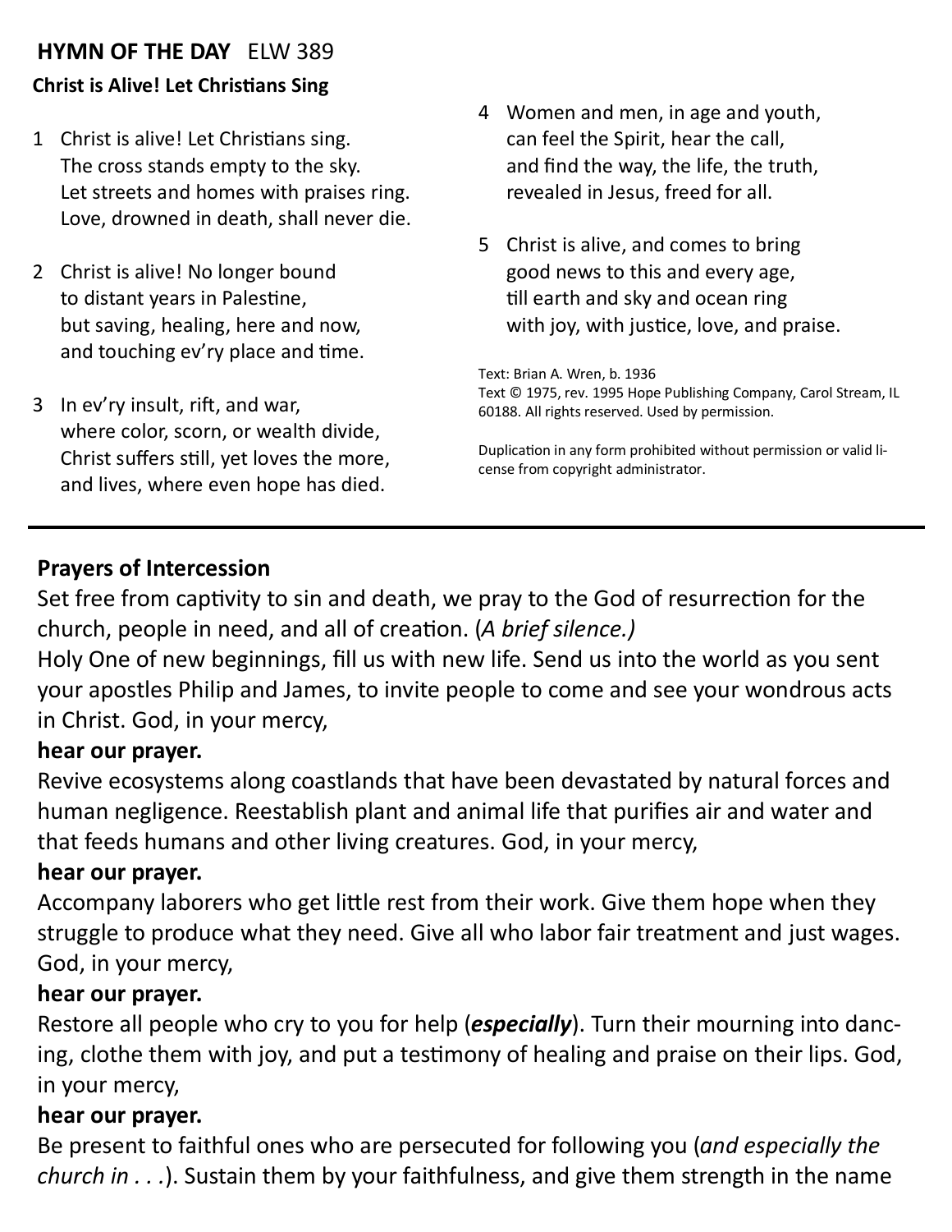**HYMN OF THE DAY** ELW 389

**Christ is Alive! Let Christians Sing**

1 Christ is alive! Let Christians sing.
The cross stands empty to the sky.
Let streets and homes with praises ring.
Love, drowned in death, shall never die.

2 Christ is alive! No longer bound
to distant years in Palestine,
but saving, healing, here and now,
and touching ev'ry place and time.

3 In ev'ry insult, rift, and war,
where color, scorn, or wealth divide,
Christ suffers still, yet loves the more,
and lives, where even hope has died.

4 Women and men, in age and youth,
can feel the Spirit, hear the call,
and find the way, the life, the truth,
revealed in Jesus, freed for all.

5 Christ is alive, and comes to bring
good news to this and every age,
till earth and sky and ocean ring
with joy, with justice, love, and praise.

Text: Brian A. Wren, b. 1936
Text © 1975, rev. 1995 Hope Publishing Company, Carol Stream, IL 60188. All rights reserved. Used by permission.

Duplication in any form prohibited without permission or valid license from copyright administrator.

---

**Prayers of Intercession**

Set free from captivity to sin and death, we pray to the God of resurrection for the church, people in need, and all of creation. (*A brief silence.)*

Holy One of new beginnings, fill us with new life. Send us into the world as you sent your apostles Philip and James, to invite people to come and see your wondrous acts in Christ. God, in your mercy,

**hear our prayer.**

Revive ecosystems along coastlands that have been devastated by natural forces and human negligence. Reestablish plant and animal life that purifies air and water and that feeds humans and other living creatures. God, in your mercy,

**hear our prayer.**

Accompany laborers who get little rest from their work. Give them hope when they struggle to produce what they need. Give all who labor fair treatment and just wages. God, in your mercy,

**hear our prayer.**

Restore all people who cry to you for help (***especially***). Turn their mourning into dancing, clothe them with joy, and put a testimony of healing and praise on their lips. God, in your mercy,

**hear our prayer.**

Be present to faithful ones who are persecuted for following you (*and especially the church in . . .*). Sustain them by your faithfulness, and give them strength in the name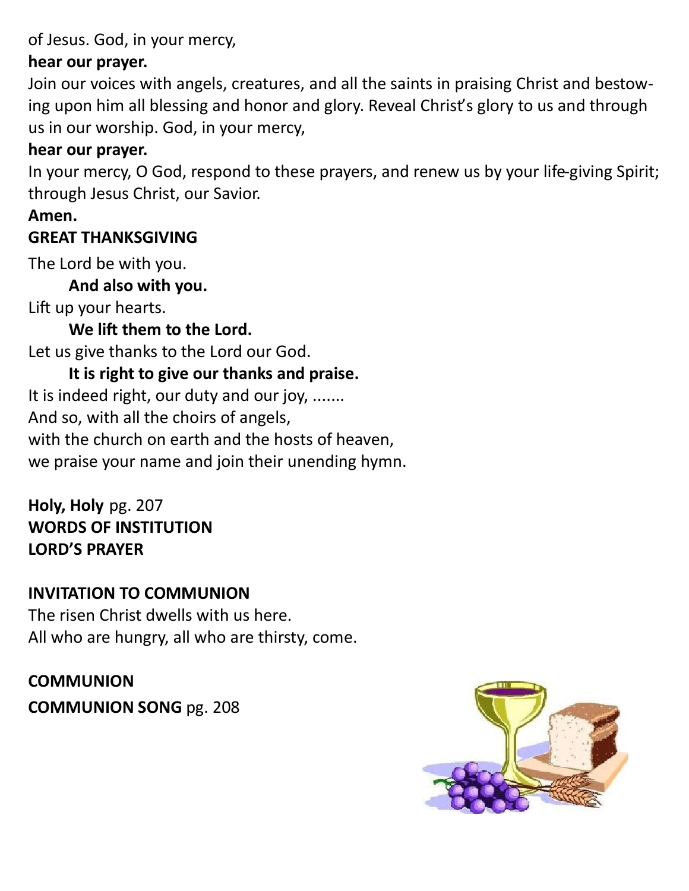of Jesus. God, in your mercy,

**hear our prayer.**

Join our voices with angels, creatures, and all the saints in praising Christ and bestowing upon him all blessing and honor and glory. Reveal Christ's glory to us and through us in our worship. God, in your mercy,

**hear our prayer.**

In your mercy, O God, respond to these prayers, and renew us by your life-giving Spirit; through Jesus Christ, our Savior.

**Amen.**

**GREAT THANKSGIVING**

The Lord be with you.

**And also with you.**

Lift up your hearts.

**We lift them to the Lord.**

Let us give thanks to the Lord our God.

**It is right to give our thanks and praise.**

It is indeed right, our duty and our joy, .......
And so, with all the choirs of angels,
with the church on earth and the hosts of heaven,
we praise your name and join their unending hymn.

**Holy, Holy** pg. 207
**WORDS OF INSTITUTION**
**LORD'S PRAYER**

**INVITATION TO COMMUNION**

The risen Christ dwells with us here.
All who are hungry, all who are thirsty, come.

**COMMUNION**
**COMMUNION SONG** pg. 208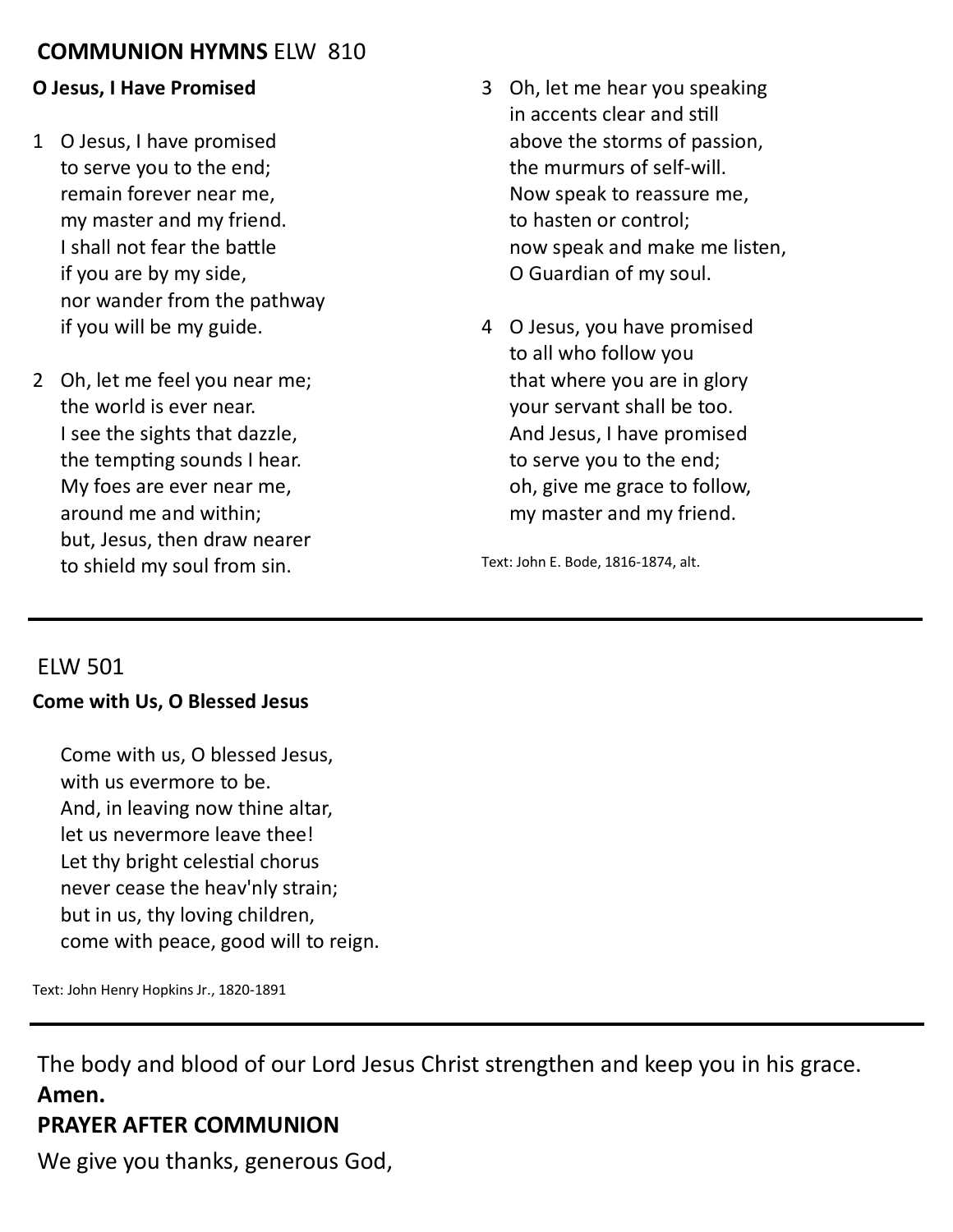## **COMMUNION HYMNS** ELW 810

**O Jesus, I Have Promised**

1 O Jesus, I have promised
to serve you to the end;
remain forever near me,
my master and my friend.
I shall not fear the battle
if you are by my side,
nor wander from the pathway
if you will be my guide.

2 Oh, let me feel you near me;
the world is ever near.
I see the sights that dazzle,
the tempting sounds I hear.
My foes are ever near me,
around me and within;
but, Jesus, then draw nearer
to shield my soul from sin.

3 Oh, let me hear you speaking
in accents clear and still
above the storms of passion,
the murmurs of self-will.
Now speak to reassure me,
to hasten or control;
now speak and make me listen,
O Guardian of my soul.

4 O Jesus, you have promised
to all who follow you
that where you are in glory
your servant shall be too.
And Jesus, I have promised
to serve you to the end;
oh, give me grace to follow,
my master and my friend.

Text: John E. Bode, 1816-1874, alt.

---

## ELW 501

**Come with Us, O Blessed Jesus**

Come with us, O blessed Jesus,
with us evermore to be.
And, in leaving now thine altar,
let us nevermore leave thee!
Let thy bright celestial chorus
never cease the heav'nly strain;
but in us, thy loving children,
come with peace, good will to reign.

Text: John Henry Hopkins Jr., 1820-1891

---

The body and blood of our Lord Jesus Christ strengthen and keep you in his grace.
**Amen.**

**PRAYER AFTER COMMUNION**

We give you thanks, generous God,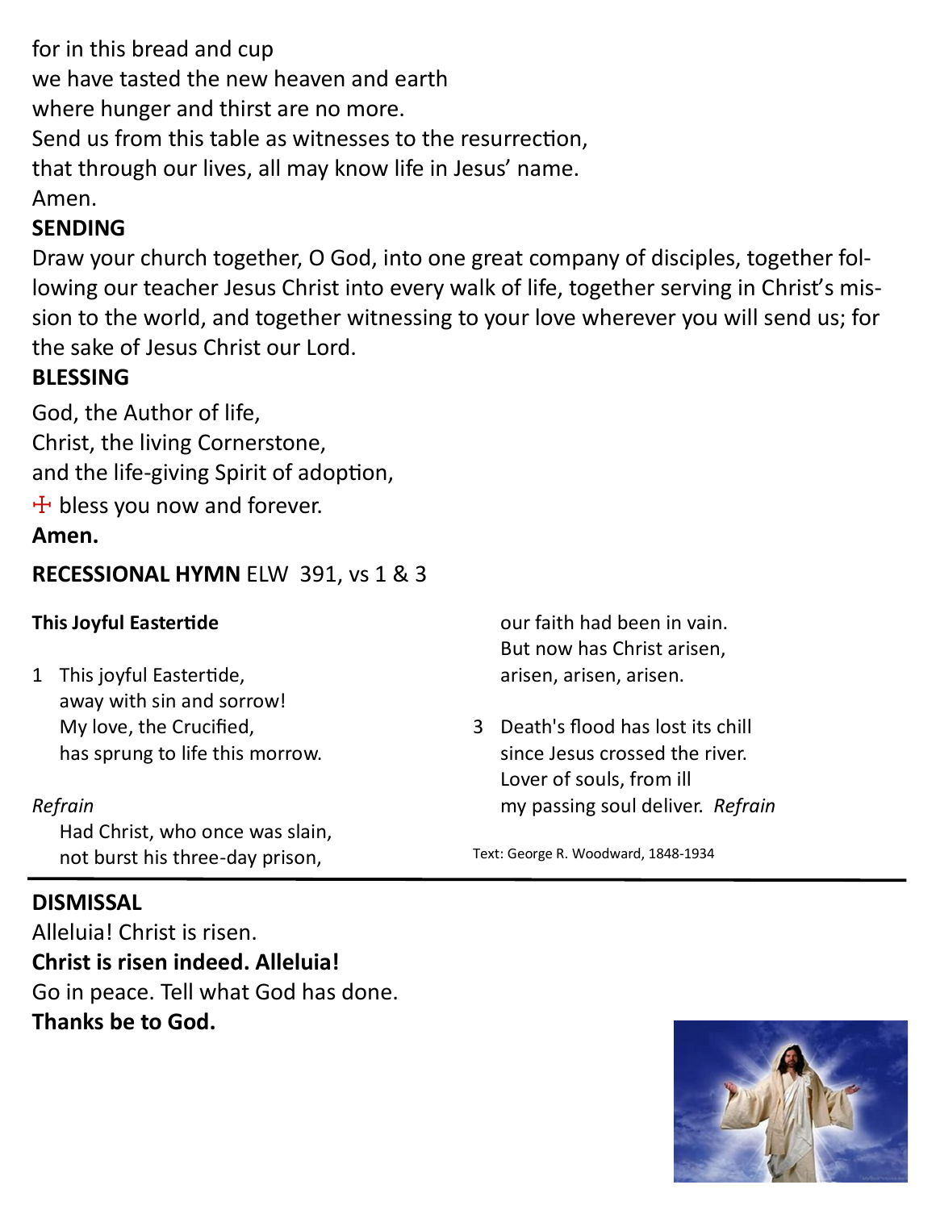for in this bread and cup
we have tasted the new heaven and earth
where hunger and thirst are no more.
Send us from this table as witnesses to the resurrection,
that through our lives, all may know life in Jesus' name.
Amen.

**SENDING**

Draw your church together, O God, into one great company of disciples, together following our teacher Jesus Christ into every walk of life, together serving in Christ's mission to the world, and together witnessing to your love wherever you will send us; for the sake of Jesus Christ our Lord.

**BLESSING**

God, the Author of life,
Christ, the living Cornerstone,
and the life-giving Spirit of adoption,
☩ bless you now and forever.
**Amen.**

**RECESSIONAL HYMN** ELW 391, vs 1 & 3

**This Joyful Eastertide**

1 This joyful Eastertide,
away with sin and sorrow!
My love, the Crucified,
has sprung to life this morrow.

*Refrain*
Had Christ, who once was slain,
not burst his three-day prison,
our faith had been in vain.
But now has Christ arisen,
arisen, arisen, arisen.

3 Death's flood has lost its chill
since Jesus crossed the river.
Lover of souls, from ill
my passing soul deliver. *Refrain*

Text: George R. Woodward, 1848-1934

**DISMISSAL**

Alleluia! Christ is risen.
**Christ is risen indeed. Alleluia!**
Go in peace. Tell what God has done.
**Thanks be to God.**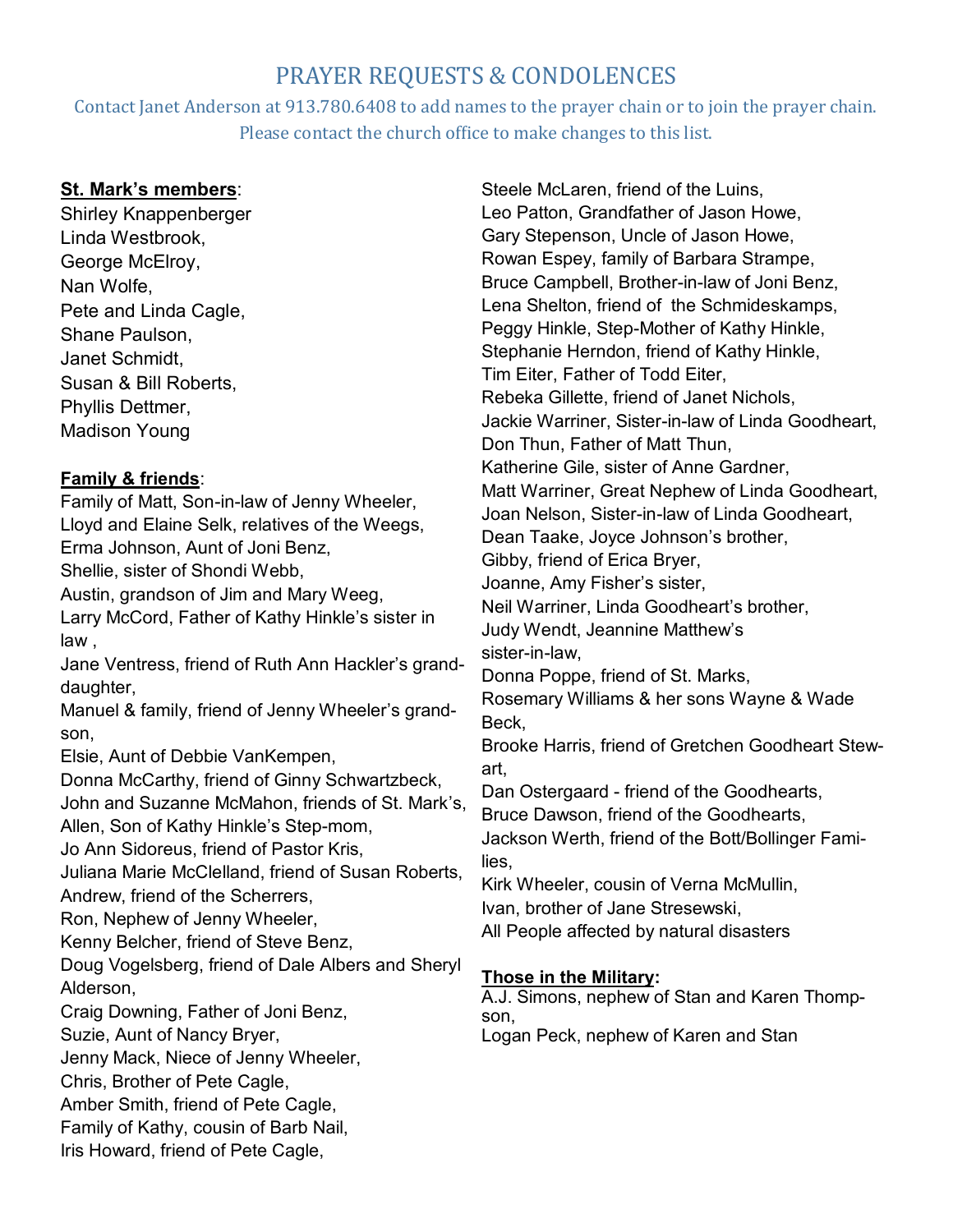# PRAYER REQUESTS & CONDOLENCES

Contact Janet Anderson at 913.780.6408 to add names to the prayer chain or to join the prayer chain. Please contact the church office to make changes to this list.

**St. Mark's members**:

Shirley Knappenberger
Linda Westbrook,
George McElroy,
Nan Wolfe,
Pete and Linda Cagle,
Shane Paulson,
Janet Schmidt,
Susan & Bill Roberts,
Phyllis Dettmer,
Madison Young

**Family & friends**:

Family of Matt, Son-in-law of Jenny Wheeler,
Lloyd and Elaine Selk, relatives of the Weegs,
Erma Johnson, Aunt of Joni Benz,
Shellie, sister of Shondi Webb,
Austin, grandson of Jim and Mary Weeg,
Larry McCord, Father of Kathy Hinkle's sister in law ,
Jane Ventress, friend of Ruth Ann Hackler's granddaughter,
Manuel & family, friend of Jenny Wheeler's grandson,
Elsie, Aunt of Debbie VanKempen,
Donna McCarthy, friend of Ginny Schwartzbeck,
John and Suzanne McMahon, friends of St. Mark's,
Allen, Son of Kathy Hinkle's Step-mom,
Jo Ann Sidoreus, friend of Pastor Kris,
Juliana Marie McClelland, friend of Susan Roberts,
Andrew, friend of the Scherrers,
Ron, Nephew of Jenny Wheeler,
Kenny Belcher, friend of Steve Benz,
Doug Vogelsberg, friend of Dale Albers and Sheryl Alderson,
Craig Downing, Father of Joni Benz,
Suzie, Aunt of Nancy Bryer,
Jenny Mack, Niece of Jenny Wheeler,
Chris, Brother of Pete Cagle,
Amber Smith, friend of Pete Cagle,
Family of Kathy, cousin of Barb Nail,
Iris Howard, friend of Pete Cagle,
Steele McLaren, friend of the Luins,
Leo Patton, Grandfather of Jason Howe,
Gary Stepenson, Uncle of Jason Howe,
Rowan Espey, family of Barbara Strampe,
Bruce Campbell, Brother-in-law of Joni Benz,
Lena Shelton, friend of the Schmideskamps,
Peggy Hinkle, Step-Mother of Kathy Hinkle,
Stephanie Herndon, friend of Kathy Hinkle,
Tim Eiter, Father of Todd Eiter,
Rebeka Gillette, friend of Janet Nichols,
Jackie Warriner, Sister-in-law of Linda Goodheart,
Don Thun, Father of Matt Thun,
Katherine Gile, sister of Anne Gardner,
Matt Warriner, Great Nephew of Linda Goodheart,
Joan Nelson, Sister-in-law of Linda Goodheart,
Dean Taake, Joyce Johnson's brother,
Gibby, friend of Erica Bryer,
Joanne, Amy Fisher's sister,
Neil Warriner, Linda Goodheart's brother,
Judy Wendt, Jeannine Matthew's sister-in-law,
Donna Poppe, friend of St. Marks,
Rosemary Williams & her sons Wayne & Wade Beck,
Brooke Harris, friend of Gretchen Goodheart Stewart,
Dan Ostergaard - friend of the Goodhearts,
Bruce Dawson, friend of the Goodhearts,
Jackson Werth, friend of the Bott/Bollinger Families,
Kirk Wheeler, cousin of Verna McMullin,
Ivan, brother of Jane Stresewski,
All People affected by natural disasters

**Those in the Military:**

A.J. Simons, nephew of Stan and Karen Thompson,
Logan Peck, nephew of Karen and Stan